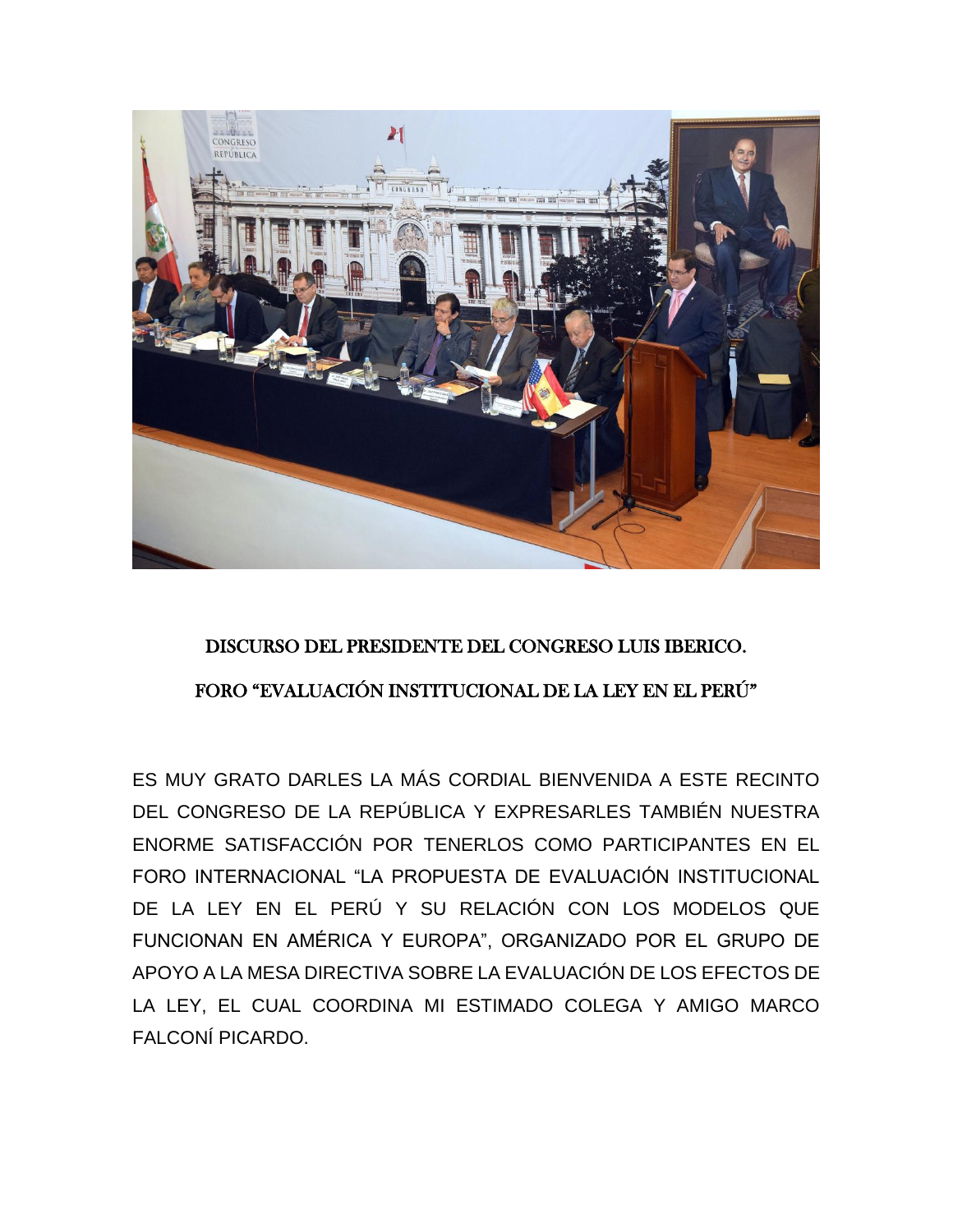## DISCURSO DEL PRESIDENTE DEL CONGRESO LUIS IBERICO.

## FORO "EVALUACIÓN INSTITUCIONAL DE LA LEY EN EL PERÚ"

ES MUY GRATO DARLES LA MÁS CORDIAL BIENVENIDA A ESTE RECINTO DEL CONGRESO DE LA REPÚBLICA Y EXPRESARLES TAMBIÉN NUESTRA ENORME SATISFACCIÓN POR TENERLOS COMO PARTICIPANTES EN EL FORO INTERNACIONAL "LA PROPUESTA DE EVALUACIÓN INSTITUCIONAL DE LA LEY EN EL PERÚ Y SU RELACIÓN CON LOS MODELOS QUE FUNCIONAN EN AMÉRICA Y EUROPA", ORGANIZADO POR EL GRUPO DE APOYO A LA MESA DIRECTIVA SOBRE LA EVALUACIÓN DE LOS EFECTOS DE LA LEY, EL CUAL COORDINA MI ESTIMADO COLEGA Y AMIGO MARCO FALCONÍ PICARDO.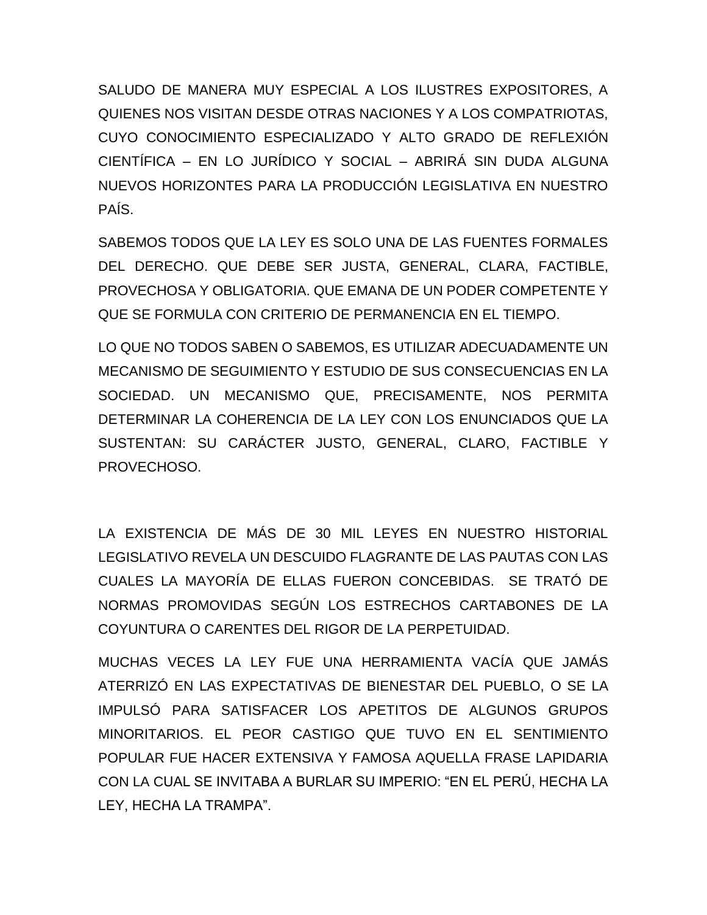SALUDO DE MANERA MUY ESPECIAL A LOS ILUSTRES EXPOSITORES, A QUIENES NOS VISITAN DESDE OTRAS NACIONES Y A LOS COMPATRIOTAS, CUYO CONOCIMIENTO ESPECIALIZADO Y ALTO GRADO DE REFLEXIÓN CIENTÍFICA – EN LO JURÍDICO Y SOCIAL – ABRIRÁ SIN DUDA ALGUNA NUEVOS HORIZONTES PARA LA PRODUCCIÓN LEGISLATIVA EN NUESTRO PAÍS.

SABEMOS TODOS QUE LA LEY ES SOLO UNA DE LAS FUENTES FORMALES DEL DERECHO. QUE DEBE SER JUSTA, GENERAL, CLARA, FACTIBLE, PROVECHOSA Y OBLIGATORIA. QUE EMANA DE UN PODER COMPETENTE Y QUE SE FORMULA CON CRITERIO DE PERMANENCIA EN EL TIEMPO.

LO QUE NO TODOS SABEN O SABEMOS, ES UTILIZAR ADECUADAMENTE UN MECANISMO DE SEGUIMIENTO Y ESTUDIO DE SUS CONSECUENCIAS EN LA SOCIEDAD. UN MECANISMO QUE, PRECISAMENTE, NOS PERMITA DETERMINAR LA COHERENCIA DE LA LEY CON LOS ENUNCIADOS QUE LA SUSTENTAN: SU CARÁCTER JUSTO, GENERAL, CLARO, FACTIBLE Y PROVECHOSO.

LA EXISTENCIA DE MÁS DE 30 MIL LEYES EN NUESTRO HISTORIAL LEGISLATIVO REVELA UN DESCUIDO FLAGRANTE DE LAS PAUTAS CON LAS CUALES LA MAYORÍA DE ELLAS FUERON CONCEBIDAS. SE TRATÓ DE NORMAS PROMOVIDAS SEGÚN LOS ESTRECHOS CARTABONES DE LA COYUNTURA O CARENTES DEL RIGOR DE LA PERPETUIDAD.

MUCHAS VECES LA LEY FUE UNA HERRAMIENTA VACÍA QUE JAMÁS ATERRIZÓ EN LAS EXPECTATIVAS DE BIENESTAR DEL PUEBLO, O SE LA IMPULSÓ PARA SATISFACER LOS APETITOS DE ALGUNOS GRUPOS MINORITARIOS. EL PEOR CASTIGO QUE TUVO EN EL SENTIMIENTO POPULAR FUE HACER EXTENSIVA Y FAMOSA AQUELLA FRASE LAPIDARIA CON LA CUAL SE INVITABA A BURLAR SU IMPERIO: "EN EL PERÚ, HECHA LA LEY, HECHA LA TRAMPA".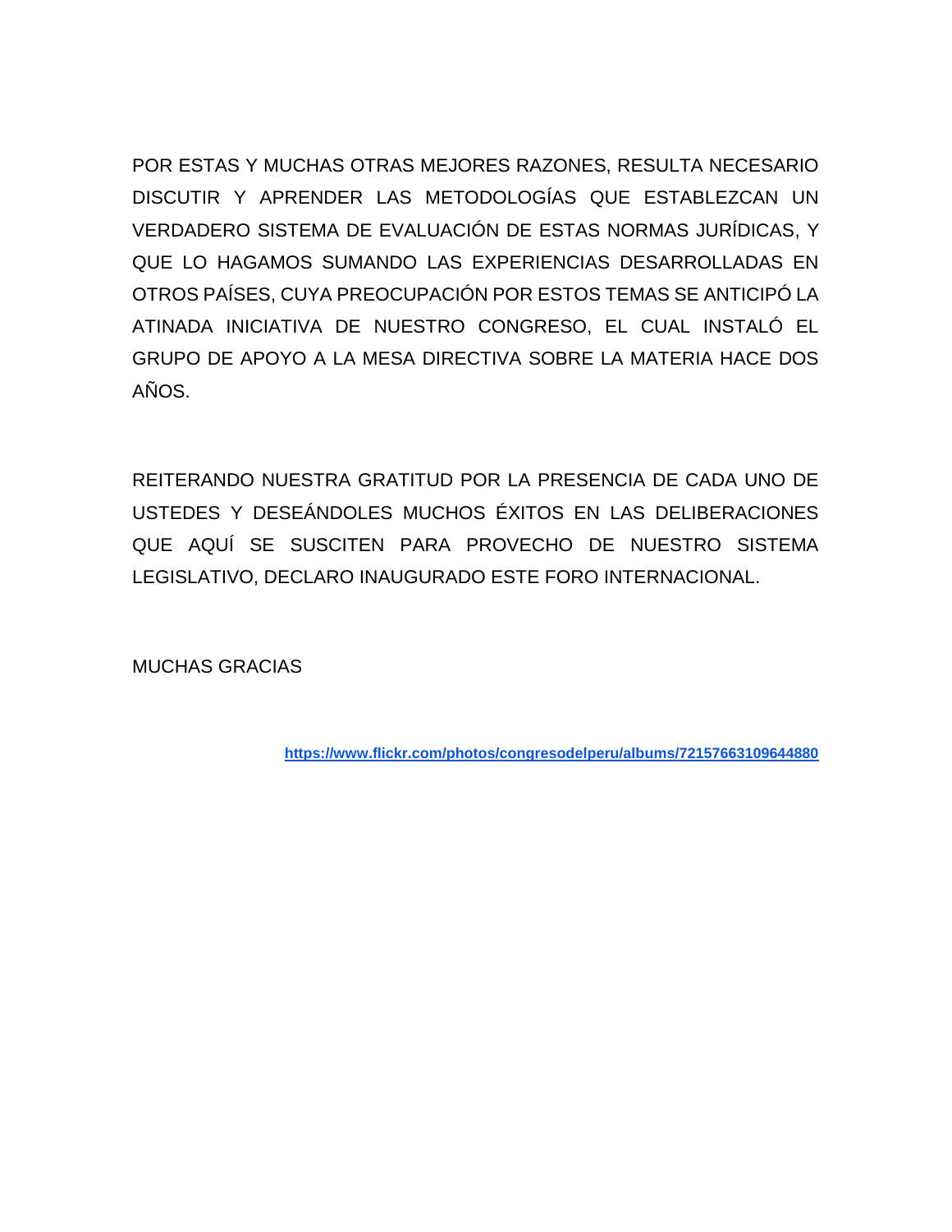POR ESTAS Y MUCHAS OTRAS MEJORES RAZONES, RESULTA NECESARIO DISCUTIR Y APRENDER LAS METODOLOGÍAS QUE ESTABLEZCAN UN VERDADERO SISTEMA DE EVALUACIÓN DE ESTAS NORMAS JURÍDICAS, Y QUE LO HAGAMOS SUMANDO LAS EXPERIENCIAS DESARROLLADAS EN OTROS PAÍSES, CUYA PREOCUPACIÓN POR ESTOS TEMAS SE ANTICIPÓ LA ATINADA INICIATIVA DE NUESTRO CONGRESO, EL CUAL INSTALÓ EL GRUPO DE APOYO A LA MESA DIRECTIVA SOBRE LA MATERIA HACE DOS AÑOS.

REITERANDO NUESTRA GRATITUD POR LA PRESENCIA DE CADA UNO DE USTEDES Y DESEÁNDOLES MUCHOS ÉXITOS EN LAS DELIBERACIONES QUE AQUÍ SE SUSCITEN PARA PROVECHO DE NUESTRO SISTEMA LEGISLATIVO, DECLARO INAUGURADO ESTE FORO INTERNACIONAL.

MUCHAS GRACIAS

**https://www.flickr.com/photos/congresodelperu/albums/72157663109644880**